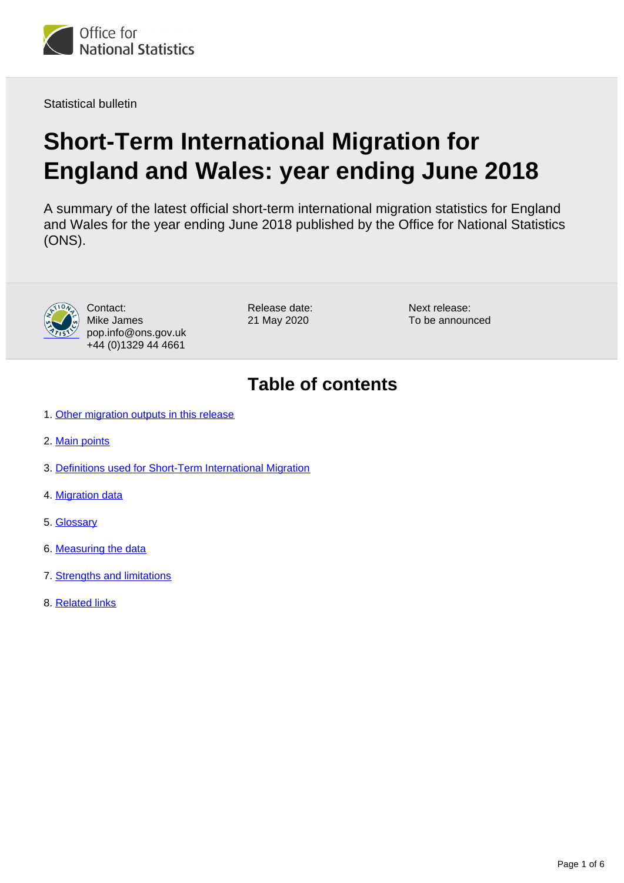Statistical bulletin

# Short-Term International Migration for England and Wales: year ending June 2018

A summary of the latest official short-term international migration statistics for England and Wales for the year ending June 2018 published by the Office for National Statistics (ONS).

Contact:
Mike James
pop.info@ons.gov.uk
+44 (0)1329 44 4661

Release date:
21 May 2020

Next release:
To be announced

## Table of contents

1. Other migration outputs in this release
2. Main points
3. Definitions used for Short-Term International Migration
4. Migration data
5. Glossary
6. Measuring the data
7. Strengths and limitations
8. Related links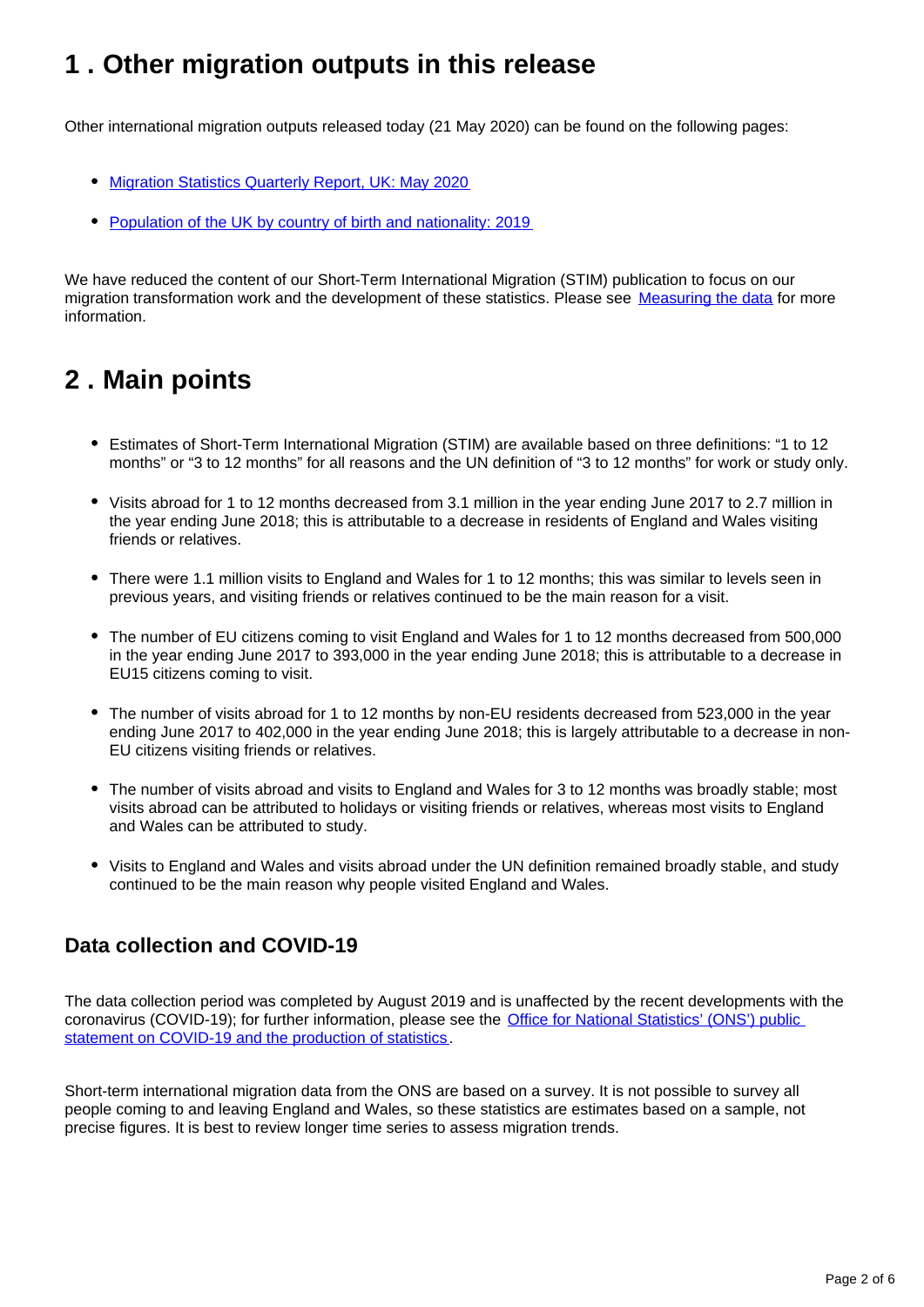## 1 . Other migration outputs in this release

Other international migration outputs released today (21 May 2020) can be found on the following pages:

- [Migration Statistics Quarterly Report, UK: May 2020](#)
- [Population of the UK by country of birth and nationality: 2019](#)

We have reduced the content of our Short-Term International Migration (STIM) publication to focus on our migration transformation work and the development of these statistics. Please see [Measuring the data](#) for more information.

## 2 . Main points

- Estimates of Short-Term International Migration (STIM) are available based on three definitions: "1 to 12 months" or "3 to 12 months" for all reasons and the UN definition of "3 to 12 months" for work or study only.
- Visits abroad for 1 to 12 months decreased from 3.1 million in the year ending June 2017 to 2.7 million in the year ending June 2018; this is attributable to a decrease in residents of England and Wales visiting friends or relatives.
- There were 1.1 million visits to England and Wales for 1 to 12 months; this was similar to levels seen in previous years, and visiting friends or relatives continued to be the main reason for a visit.
- The number of EU citizens coming to visit England and Wales for 1 to 12 months decreased from 500,000 in the year ending June 2017 to 393,000 in the year ending June 2018; this is attributable to a decrease in EU15 citizens coming to visit.
- The number of visits abroad for 1 to 12 months by non-EU residents decreased from 523,000 in the year ending June 2017 to 402,000 in the year ending June 2018; this is largely attributable to a decrease in non-EU citizens visiting friends or relatives.
- The number of visits abroad and visits to England and Wales for 3 to 12 months was broadly stable; most visits abroad can be attributed to holidays or visiting friends or relatives, whereas most visits to England and Wales can be attributed to study.
- Visits to England and Wales and visits abroad under the UN definition remained broadly stable, and study continued to be the main reason why people visited England and Wales.

### Data collection and COVID-19

The data collection period was completed by August 2019 and is unaffected by the recent developments with the coronavirus (COVID-19); for further information, please see the [Office for National Statistics' (ONS') public statement on COVID-19 and the production of statistics](#).

Short-term international migration data from the ONS are based on a survey. It is not possible to survey all people coming to and leaving England and Wales, so these statistics are estimates based on a sample, not precise figures. It is best to review longer time series to assess migration trends.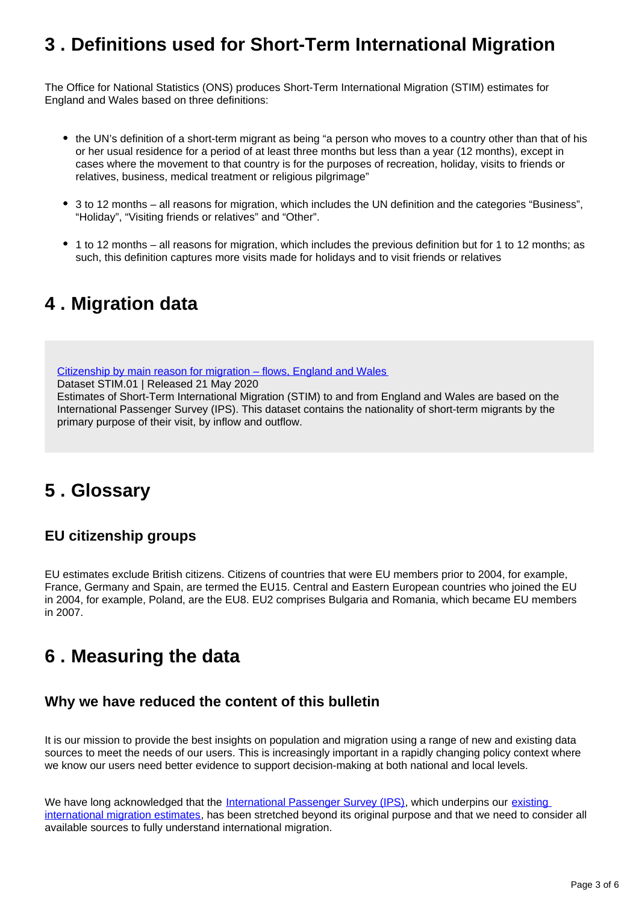## 3 . Definitions used for Short-Term International Migration

The Office for National Statistics (ONS) produces Short-Term International Migration (STIM) estimates for England and Wales based on three definitions:

- the UN's definition of a short-term migrant as being "a person who moves to a country other than that of his or her usual residence for a period of at least three months but less than a year (12 months), except in cases where the movement to that country is for the purposes of recreation, holiday, visits to friends or relatives, business, medical treatment or religious pilgrimage"
- 3 to 12 months – all reasons for migration, which includes the UN definition and the categories "Business", "Holiday", "Visiting friends or relatives" and "Other".
- 1 to 12 months – all reasons for migration, which includes the previous definition but for 1 to 12 months; as such, this definition captures more visits made for holidays and to visit friends or relatives

## 4 . Migration data

Citizenship by main reason for migration – flows, England and Wales
Dataset STIM.01 | Released 21 May 2020
Estimates of Short-Term International Migration (STIM) to and from England and Wales are based on the International Passenger Survey (IPS). This dataset contains the nationality of short-term migrants by the primary purpose of their visit, by inflow and outflow.

## 5 . Glossary

### EU citizenship groups

EU estimates exclude British citizens. Citizens of countries that were EU members prior to 2004, for example, France, Germany and Spain, are termed the EU15. Central and Eastern European countries who joined the EU in 2004, for example, Poland, are the EU8. EU2 comprises Bulgaria and Romania, which became EU members in 2007.

## 6 . Measuring the data

### Why we have reduced the content of this bulletin

It is our mission to provide the best insights on population and migration using a range of new and existing data sources to meet the needs of our users. This is increasingly important in a rapidly changing policy context where we know our users need better evidence to support decision-making at both national and local levels.

We have long acknowledged that the International Passenger Survey (IPS), which underpins our existing international migration estimates, has been stretched beyond its original purpose and that we need to consider all available sources to fully understand international migration.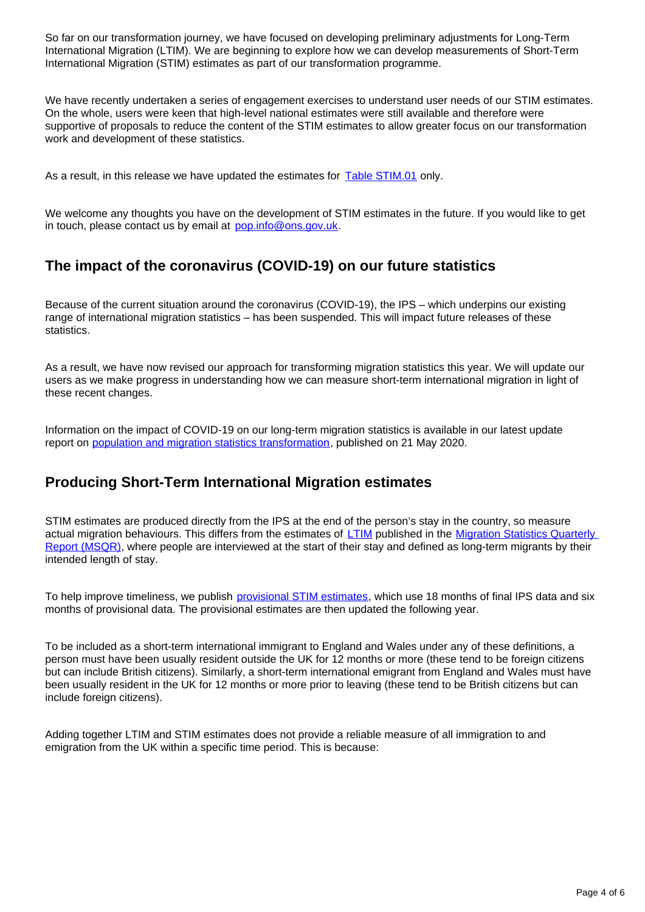So far on our transformation journey, we have focused on developing preliminary adjustments for Long-Term International Migration (LTIM). We are beginning to explore how we can develop measurements of Short-Term International Migration (STIM) estimates as part of our transformation programme.

We have recently undertaken a series of engagement exercises to understand user needs of our STIM estimates. On the whole, users were keen that high-level national estimates were still available and therefore were supportive of proposals to reduce the content of the STIM estimates to allow greater focus on our transformation work and development of these statistics.

As a result, in this release we have updated the estimates for Table STIM.01 only.

We welcome any thoughts you have on the development of STIM estimates in the future. If you would like to get in touch, please contact us by email at pop.info@ons.gov.uk.

## The impact of the coronavirus (COVID-19) on our future statistics

Because of the current situation around the coronavirus (COVID-19), the IPS – which underpins our existing range of international migration statistics – has been suspended. This will impact future releases of these statistics.

As a result, we have now revised our approach for transforming migration statistics this year. We will update our users as we make progress in understanding how we can measure short-term international migration in light of these recent changes.

Information on the impact of COVID-19 on our long-term migration statistics is available in our latest update report on population and migration statistics transformation, published on 21 May 2020.

## Producing Short-Term International Migration estimates

STIM estimates are produced directly from the IPS at the end of the person's stay in the country, so measure actual migration behaviours. This differs from the estimates of LTIM published in the Migration Statistics Quarterly Report (MSQR), where people are interviewed at the start of their stay and defined as long-term migrants by their intended length of stay.

To help improve timeliness, we publish provisional STIM estimates, which use 18 months of final IPS data and six months of provisional data. The provisional estimates are then updated the following year.

To be included as a short-term international immigrant to England and Wales under any of these definitions, a person must have been usually resident outside the UK for 12 months or more (these tend to be foreign citizens but can include British citizens). Similarly, a short-term international emigrant from England and Wales must have been usually resident in the UK for 12 months or more prior to leaving (these tend to be British citizens but can include foreign citizens).

Adding together LTIM and STIM estimates does not provide a reliable measure of all immigration to and emigration from the UK within a specific time period. This is because: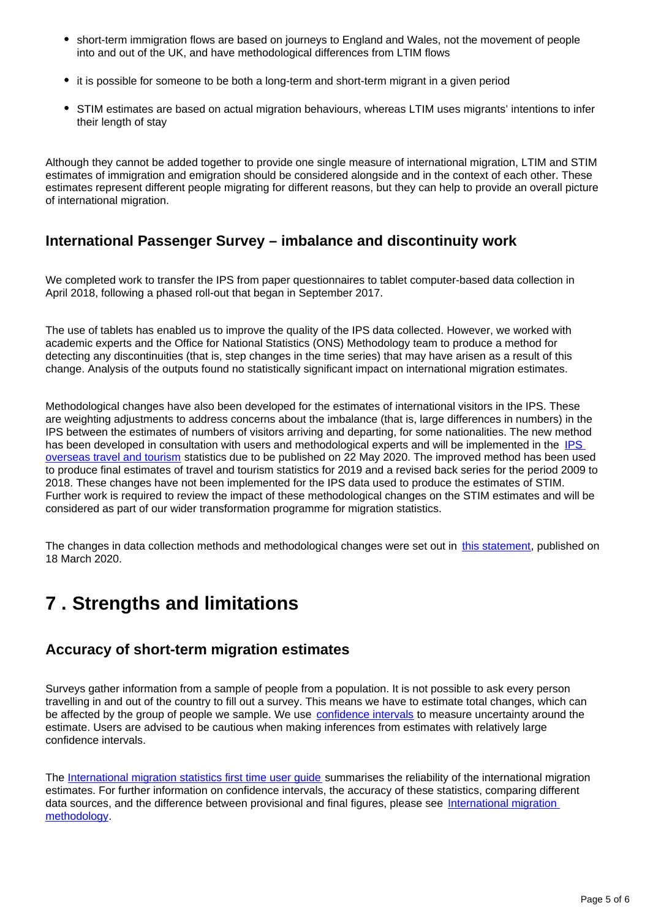- short-term immigration flows are based on journeys to England and Wales, not the movement of people into and out of the UK, and have methodological differences from LTIM flows
- it is possible for someone to be both a long-term and short-term migrant in a given period
- STIM estimates are based on actual migration behaviours, whereas LTIM uses migrants' intentions to infer their length of stay

Although they cannot be added together to provide one single measure of international migration, LTIM and STIM estimates of immigration and emigration should be considered alongside and in the context of each other. These estimates represent different people migrating for different reasons, but they can help to provide an overall picture of international migration.

### International Passenger Survey – imbalance and discontinuity work

We completed work to transfer the IPS from paper questionnaires to tablet computer-based data collection in April 2018, following a phased roll-out that began in September 2017.

The use of tablets has enabled us to improve the quality of the IPS data collected. However, we worked with academic experts and the Office for National Statistics (ONS) Methodology team to produce a method for detecting any discontinuities (that is, step changes in the time series) that may have arisen as a result of this change. Analysis of the outputs found no statistically significant impact on international migration estimates.

Methodological changes have also been developed for the estimates of international visitors in the IPS. These are weighting adjustments to address concerns about the imbalance (that is, large differences in numbers) in the IPS between the estimates of numbers of visitors arriving and departing, for some nationalities. The new method has been developed in consultation with users and methodological experts and will be implemented in the IPS overseas travel and tourism statistics due to be published on 22 May 2020. The improved method has been used to produce final estimates of travel and tourism statistics for 2019 and a revised back series for the period 2009 to 2018. These changes have not been implemented for the IPS data used to produce the estimates of STIM. Further work is required to review the impact of these methodological changes on the STIM estimates and will be considered as part of our wider transformation programme for migration statistics.

The changes in data collection methods and methodological changes were set out in this statement, published on 18 March 2020.

## 7 . Strengths and limitations

### Accuracy of short-term migration estimates

Surveys gather information from a sample of people from a population. It is not possible to ask every person travelling in and out of the country to fill out a survey. This means we have to estimate total changes, which can be affected by the group of people we sample. We use confidence intervals to measure uncertainty around the estimate. Users are advised to be cautious when making inferences from estimates with relatively large confidence intervals.

The International migration statistics first time user guide summarises the reliability of the international migration estimates. For further information on confidence intervals, the accuracy of these statistics, comparing different data sources, and the difference between provisional and final figures, please see International migration methodology.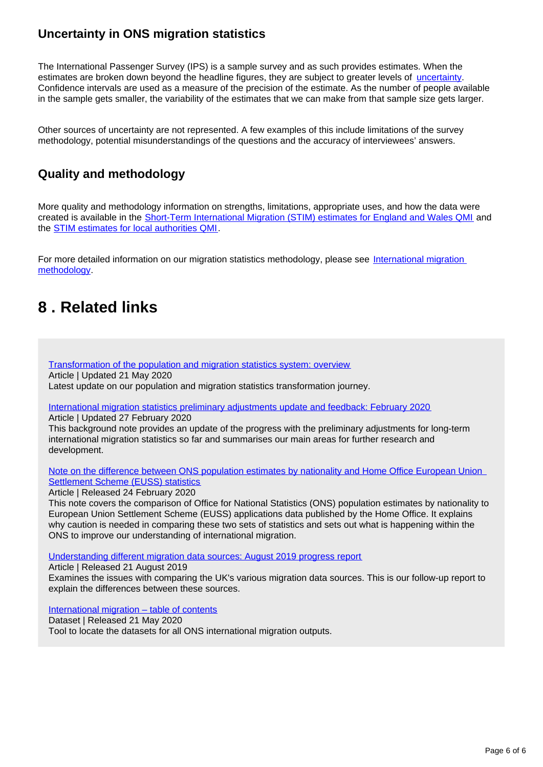### Uncertainty in ONS migration statistics

The International Passenger Survey (IPS) is a sample survey and as such provides estimates. When the estimates are broken down beyond the headline figures, they are subject to greater levels of [uncertainty](). Confidence intervals are used as a measure of the precision of the estimate. As the number of people available in the sample gets smaller, the variability of the estimates that we can make from that sample size gets larger.

Other sources of uncertainty are not represented. A few examples of this include limitations of the survey methodology, potential misunderstandings of the questions and the accuracy of interviewees' answers.

### Quality and methodology

More quality and methodology information on strengths, limitations, appropriate uses, and how the data were created is available in the [Short-Term International Migration (STIM) estimates for England and Wales QMI]() and the [STIM estimates for local authorities QMI]().

For more detailed information on our migration statistics methodology, please see [International migration methodology]().

## 8 . Related links

[Transformation of the population and migration statistics system: overview]()
Article | Updated 21 May 2020
Latest update on our population and migration statistics transformation journey.

[International migration statistics preliminary adjustments update and feedback: February 2020]()
Article | Updated 27 February 2020
This background note provides an update of the progress with the preliminary adjustments for long-term international migration statistics so far and summarises our main areas for further research and development.

[Note on the difference between ONS population estimates by nationality and Home Office European Union Settlement Scheme (EUSS) statistics]()
Article | Released 24 February 2020
This note covers the comparison of Office for National Statistics (ONS) population estimates by nationality to European Union Settlement Scheme (EUSS) applications data published by the Home Office. It explains why caution is needed in comparing these two sets of statistics and sets out what is happening within the ONS to improve our understanding of international migration.

[Understanding different migration data sources: August 2019 progress report]()
Article | Released 21 August 2019
Examines the issues with comparing the UK's various migration data sources. This is our follow-up report to explain the differences between these sources.

[International migration – table of contents]()
Dataset | Released 21 May 2020
Tool to locate the datasets for all ONS international migration outputs.